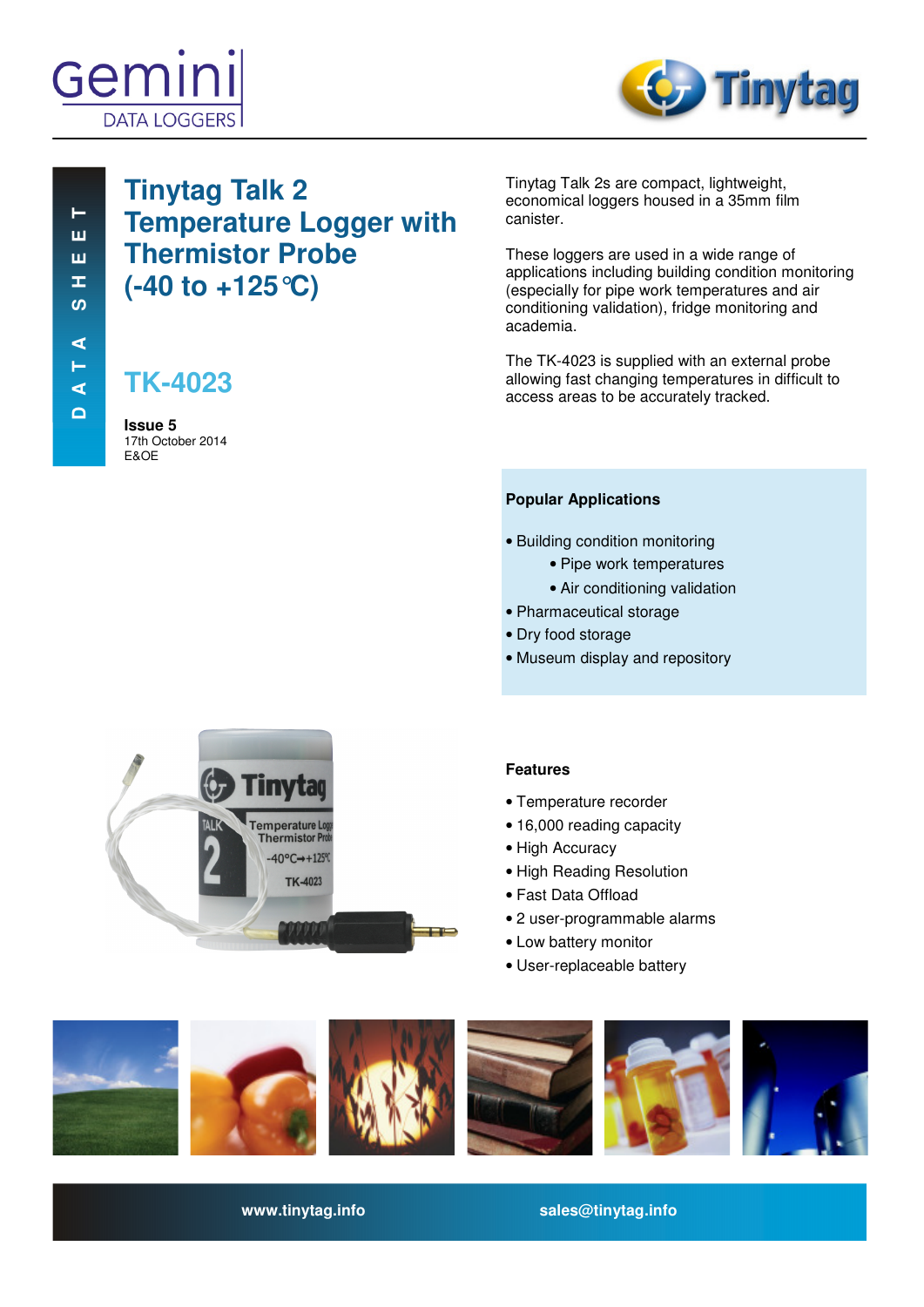Gemini DATA LOGGERS

Tinytag

DATA SHEET

# Tinytag Talk 2 Temperature Logger with Thermistor Probe (-40 to +125°C)

## TK-4023

**Issue 5**
17th October 2014
E&OE

Tinytag Talk 2s are compact, lightweight, economical loggers housed in a 35mm film canister.

These loggers are used in a wide range of applications including building condition monitoring (especially for pipe work temperatures and air conditioning validation), fridge monitoring and academia.

The TK-4023 is supplied with an external probe allowing fast changing temperatures in difficult to access areas to be accurately tracked.

### Popular Applications

- Building condition monitoring
  - Pipe work temperatures
  - Air conditioning validation
- Pharmaceutical storage
- Dry food storage
- Museum display and repository

### Features

- Temperature recorder
- 16,000 reading capacity
- High Accuracy
- High Reading Resolution
- Fast Data Offload
- 2 user-programmable alarms
- Low battery monitor
- User-replaceable battery

**www.tinytag.info** **sales@tinytag.info**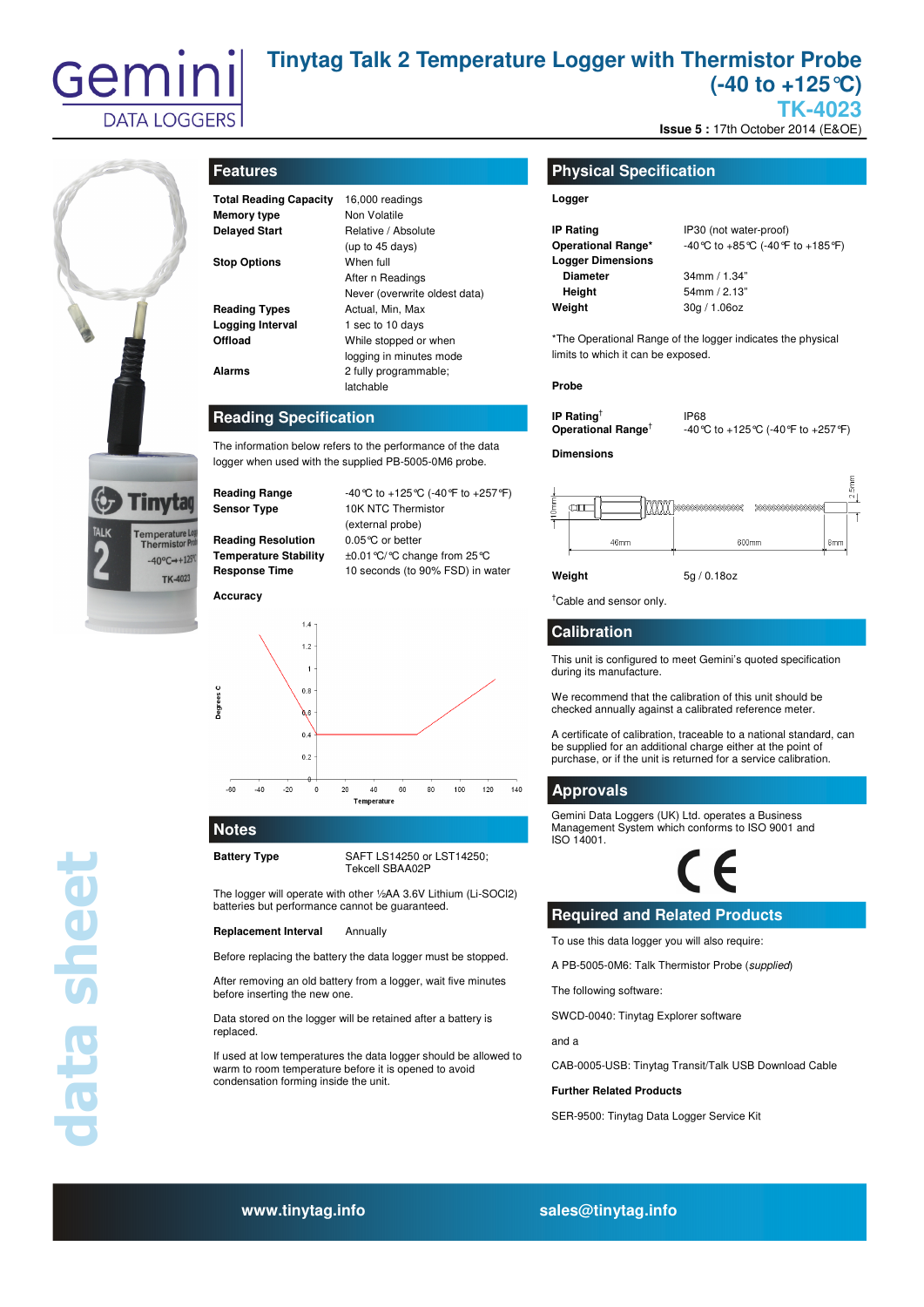# Tinytag Talk 2 Temperature Logger with Thermistor Probe (-40 to +125°C)

## TK-4023

**Issue 5 :** 17th October 2014 (E&OE)

## Features

| | |
|---|---|
| **Total Reading Capacity** | 16,000 readings |
| **Memory type** | Non Volatile |
| **Delayed Start** | Relative / Absolute (up to 45 days) |
| **Stop Options** | When full<br>After n Readings<br>Never (overwrite oldest data) |
| **Reading Types** | Actual, Min, Max |
| **Logging Interval** | 1 sec to 10 days |
| **Offload** | While stopped or when logging in minutes mode |
| **Alarms** | 2 fully programmable; latchable |

## Reading Specification

The information below refers to the performance of the data logger when used with the supplied PB-5005-0M6 probe.

| | |
|---|---|
| **Reading Range** | -40°C to +125°C (-40°F to +257°F) |
| **Sensor Type** | 10K NTC Thermistor (external probe) |
| **Reading Resolution** | 0.05°C or better |
| **Temperature Stability** | ±0.01°C/°C change from 25°C |
| **Response Time** | 10 seconds (to 90% FSD) in water |

**Accuracy**

Degrees C

1.4
1.2
1
0.8
0.6
0.4
0.2
0

-60 -40 -20 0 20 40 60 80 100 120 140

Temperature

## Notes

| | |
|---|---|
| **Battery Type** | SAFT LS14250 or LST14250; Tekcell SBAA02P |

The logger will operate with other ½AA 3.6V Lithium (Li-SOCl2) batteries but performance cannot be guaranteed.

| | |
|---|---|
| **Replacement Interval** | Annually |

Before replacing the battery the data logger must be stopped.

After removing an old battery from a logger, wait five minutes before inserting the new one.

Data stored on the logger will be retained after a battery is replaced.

If used at low temperatures the data logger should be allowed to warm to room temperature before it is opened to avoid condensation forming inside the unit.

## Physical Specification

**Logger**

| | |
|---|---|
| **IP Rating** | IP30 (not water-proof) |
| **Operational Range*** | -40°C to +85°C (-40°F to +185°F) |
| **Logger Dimensions** | |
| **Diameter** | 34mm / 1.34" |
| **Height** | 54mm / 2.13" |
| **Weight** | 30g / 1.06oz |

*The Operational Range of the logger indicates the physical limits to which it can be exposed.

**Probe**

| | |
|---|---|
| **IP Rating**[†] | IP68 |
| **Operational Range**[†] | -40°C to +125°C (-40°F to +257°F) |

**Dimensions**

10mm
46mm
600mm
8mm
2.5mm

| | |
|---|---|
| **Weight** | 5g / 0.18oz |

[†]Cable and sensor only.

## Calibration

This unit is configured to meet Gemini's quoted specification during its manufacture.

We recommend that the calibration of this unit should be checked annually against a calibrated reference meter.

A certificate of calibration, traceable to a national standard, can be supplied for an additional charge either at the point of purchase, or if the unit is returned for a service calibration.

## Approvals

Gemini Data Loggers (UK) Ltd. operates a Business Management System which conforms to ISO 9001 and ISO 14001.

CE

## Required and Related Products

To use this data logger you will also require:

A PB-5005-0M6: Talk Thermistor Probe (*supplied*)

The following software:

SWCD-0040: Tinytag Explorer software

and a

CAB-0005-USB: Tinytag Transit/Talk USB Download Cable

**Further Related Products**

SER-9500: Tinytag Data Logger Service Kit

www.tinytag.info sales@tinytag.info